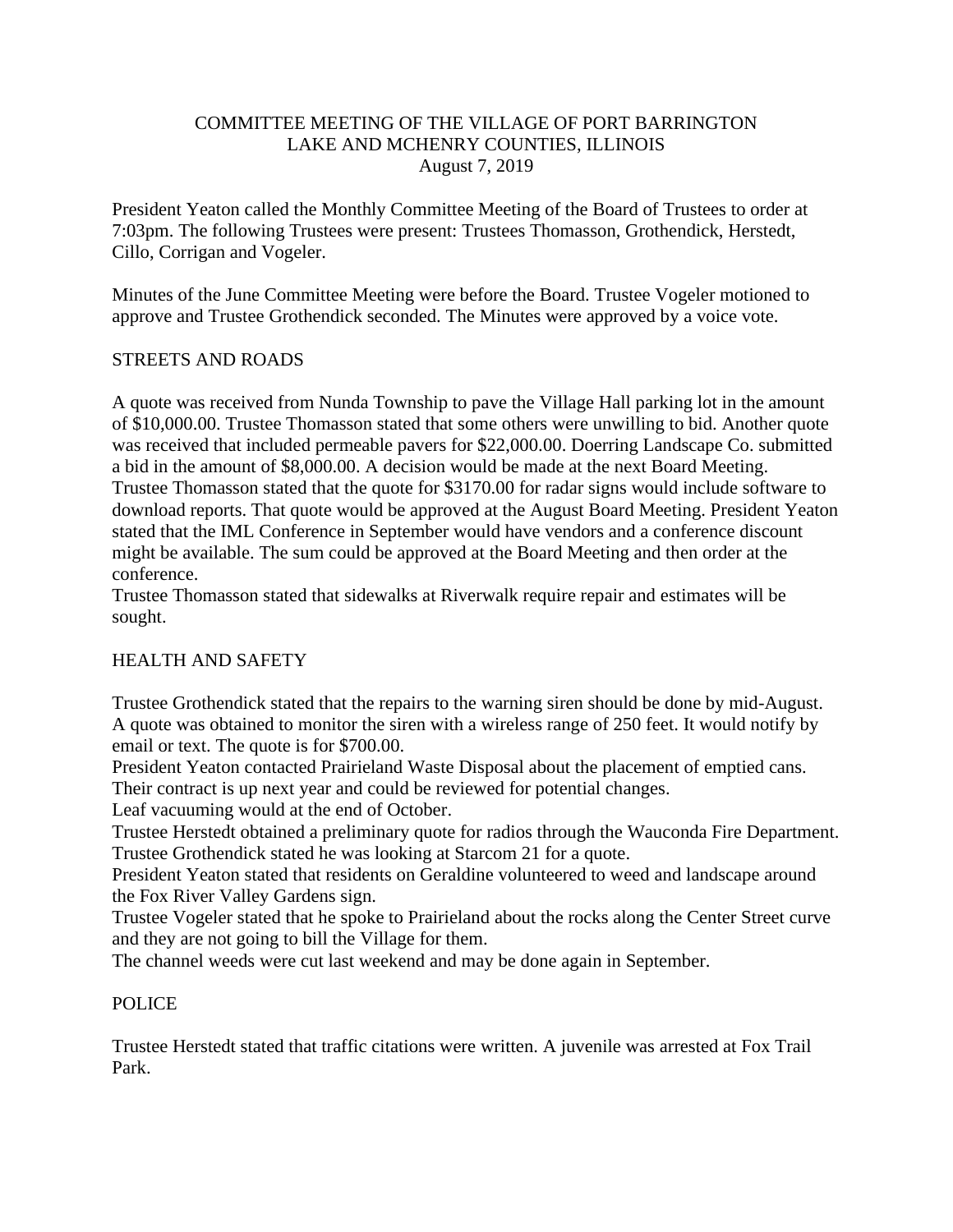# COMMITTEE MEETING OF THE VILLAGE OF PORT BARRINGTON
## LAKE AND MCHENRY COUNTIES, ILLINOIS
### August 7, 2019

President Yeaton called the Monthly Committee Meeting of the Board of Trustees to order at 7:03pm. The following Trustees were present: Trustees Thomasson, Grothendick, Herstedt, Cillo, Corrigan and Vogeler.

Minutes of the June Committee Meeting were before the Board. Trustee Vogeler motioned to approve and Trustee Grothendick seconded. The Minutes were approved by a voice vote.

## STREETS AND ROADS

A quote was received from Nunda Township to pave the Village Hall parking lot in the amount of $10,000.00. Trustee Thomasson stated that some others were unwilling to bid. Another quote was received that included permeable pavers for $22,000.00. Doerring Landscape Co. submitted a bid in the amount of $8,000.00. A decision would be made at the next Board Meeting.
Trustee Thomasson stated that the quote for $3170.00 for radar signs would include software to download reports. That quote would be approved at the August Board Meeting. President Yeaton stated that the IML Conference in September would have vendors and a conference discount might be available. The sum could be approved at the Board Meeting and then order at the conference.
Trustee Thomasson stated that sidewalks at Riverwalk require repair and estimates will be sought.

## HEALTH AND SAFETY

Trustee Grothendick stated that the repairs to the warning siren should be done by mid-August. A quote was obtained to monitor the siren with a wireless range of 250 feet. It would notify by email or text. The quote is for $700.00.
President Yeaton contacted Prairieland Waste Disposal about the placement of emptied cans. Their contract is up next year and could be reviewed for potential changes.
Leaf vacuuming would at the end of October.
Trustee Herstedt obtained a preliminary quote for radios through the Wauconda Fire Department. Trustee Grothendick stated he was looking at Starcom 21 for a quote.
President Yeaton stated that residents on Geraldine volunteered to weed and landscape around the Fox River Valley Gardens sign.
Trustee Vogeler stated that he spoke to Prairieland about the rocks along the Center Street curve and they are not going to bill the Village for them.
The channel weeds were cut last weekend and may be done again in September.

## POLICE

Trustee Herstedt stated that traffic citations were written. A juvenile was arrested at Fox Trail Park.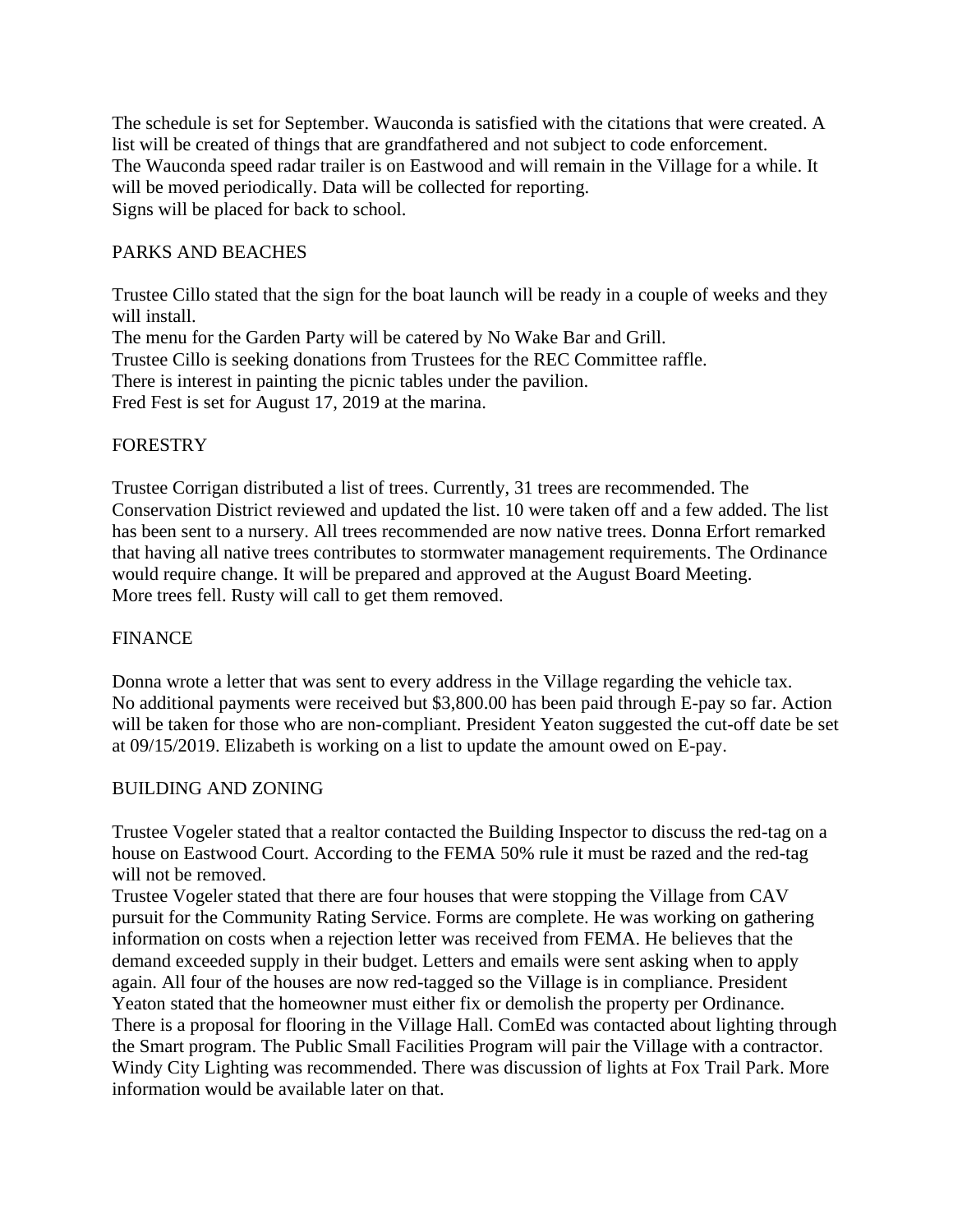The schedule is set for September. Wauconda is satisfied with the citations that were created. A list will be created of things that are grandfathered and not subject to code enforcement.
The Wauconda speed radar trailer is on Eastwood and will remain in the Village for a while. It will be moved periodically. Data will be collected for reporting.
Signs will be placed for back to school.

## PARKS AND BEACHES

Trustee Cillo stated that the sign for the boat launch will be ready in a couple of weeks and they will install.
The menu for the Garden Party will be catered by No Wake Bar and Grill.
Trustee Cillo is seeking donations from Trustees for the REC Committee raffle.
There is interest in painting the picnic tables under the pavilion.
Fred Fest is set for August 17, 2019 at the marina.

## FORESTRY

Trustee Corrigan distributed a list of trees. Currently, 31 trees are recommended. The Conservation District reviewed and updated the list. 10 were taken off and a few added. The list has been sent to a nursery. All trees recommended are now native trees. Donna Erfort remarked that having all native trees contributes to stormwater management requirements. The Ordinance would require change. It will be prepared and approved at the August Board Meeting.
More trees fell. Rusty will call to get them removed.

## FINANCE

Donna wrote a letter that was sent to every address in the Village regarding the vehicle tax.
No additional payments were received but $3,800.00 has been paid through E-pay so far. Action will be taken for those who are non-compliant. President Yeaton suggested the cut-off date be set at 09/15/2019. Elizabeth is working on a list to update the amount owed on E-pay.

## BUILDING AND ZONING

Trustee Vogeler stated that a realtor contacted the Building Inspector to discuss the red-tag on a house on Eastwood Court. According to the FEMA 50% rule it must be razed and the red-tag will not be removed.
Trustee Vogeler stated that there are four houses that were stopping the Village from CAV pursuit for the Community Rating Service. Forms are complete. He was working on gathering information on costs when a rejection letter was received from FEMA. He believes that the demand exceeded supply in their budget. Letters and emails were sent asking when to apply again. All four of the houses are now red-tagged so the Village is in compliance. President Yeaton stated that the homeowner must either fix or demolish the property per Ordinance.
There is a proposal for flooring in the Village Hall. ComEd was contacted about lighting through the Smart program. The Public Small Facilities Program will pair the Village with a contractor. Windy City Lighting was recommended. There was discussion of lights at Fox Trail Park. More information would be available later on that.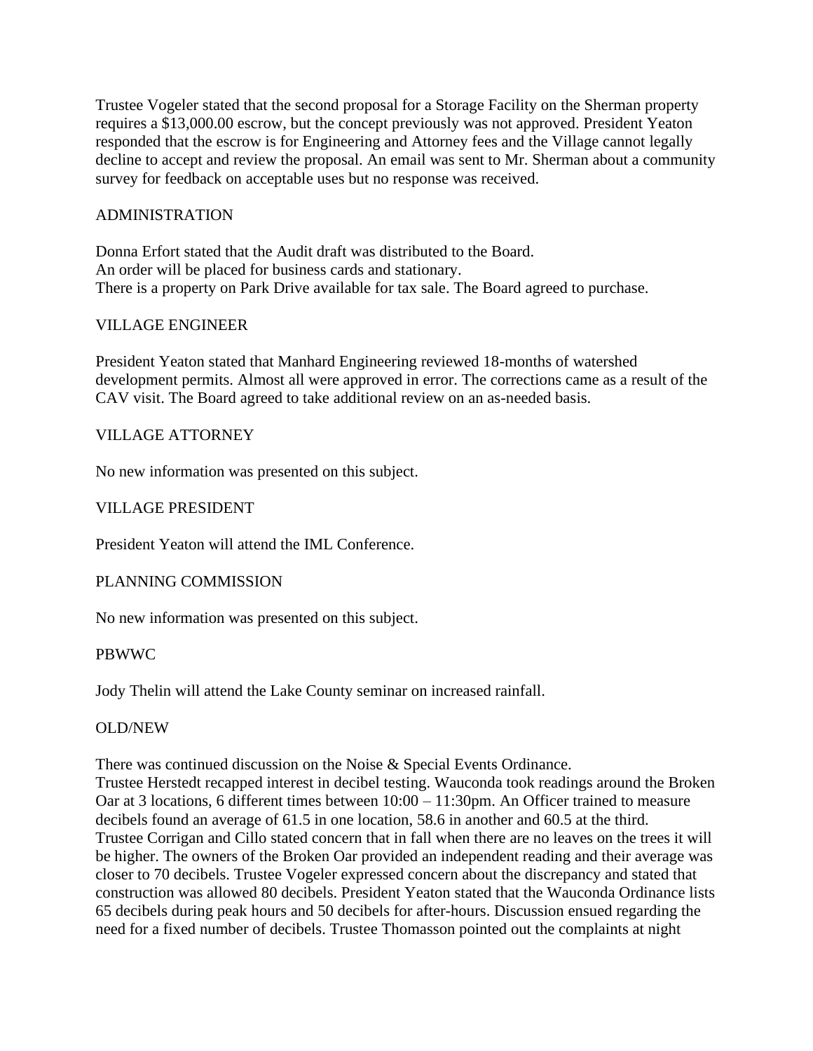Trustee Vogeler stated that the second proposal for a Storage Facility on the Sherman property requires a $13,000.00 escrow, but the concept previously was not approved. President Yeaton responded that the escrow is for Engineering and Attorney fees and the Village cannot legally decline to accept and review the proposal. An email was sent to Mr. Sherman about a community survey for feedback on acceptable uses but no response was received.

## ADMINISTRATION

Donna Erfort stated that the Audit draft was distributed to the Board.
An order will be placed for business cards and stationary.
There is a property on Park Drive available for tax sale. The Board agreed to purchase.

## VILLAGE ENGINEER

President Yeaton stated that Manhard Engineering reviewed 18-months of watershed development permits. Almost all were approved in error. The corrections came as a result of the CAV visit. The Board agreed to take additional review on an as-needed basis.

## VILLAGE ATTORNEY

No new information was presented on this subject.

## VILLAGE PRESIDENT

President Yeaton will attend the IML Conference.

## PLANNING COMMISSION

No new information was presented on this subject.

## PBWWC

Jody Thelin will attend the Lake County seminar on increased rainfall.

## OLD/NEW

There was continued discussion on the Noise & Special Events Ordinance.
Trustee Herstedt recapped interest in decibel testing. Wauconda took readings around the Broken Oar at 3 locations, 6 different times between 10:00 – 11:30pm. An Officer trained to measure decibels found an average of 61.5 in one location, 58.6 in another and 60.5 at the third.
Trustee Corrigan and Cillo stated concern that in fall when there are no leaves on the trees it will be higher. The owners of the Broken Oar provided an independent reading and their average was closer to 70 decibels. Trustee Vogeler expressed concern about the discrepancy and stated that construction was allowed 80 decibels. President Yeaton stated that the Wauconda Ordinance lists 65 decibels during peak hours and 50 decibels for after-hours. Discussion ensued regarding the need for a fixed number of decibels. Trustee Thomasson pointed out the complaints at night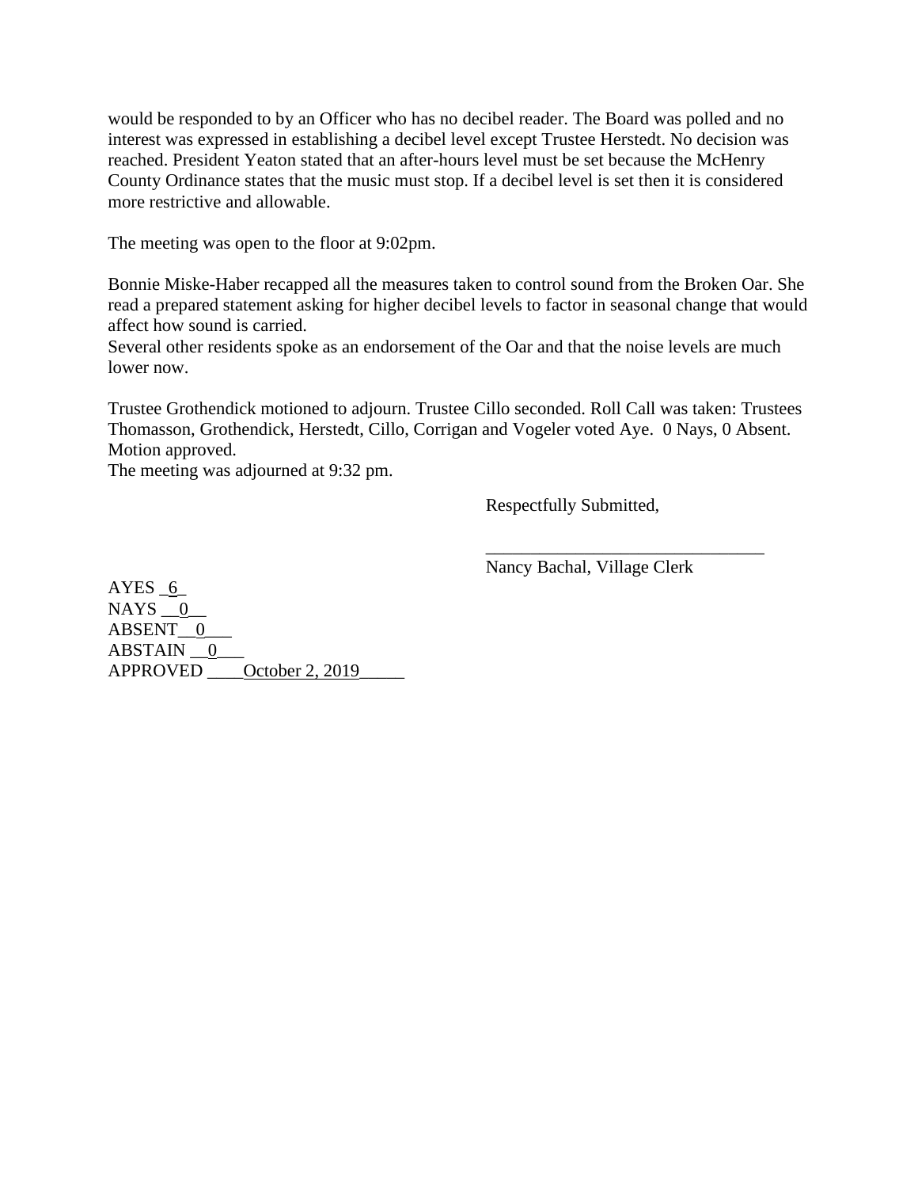would be responded to by an Officer who has no decibel reader. The Board was polled and no interest was expressed in establishing a decibel level except Trustee Herstedt. No decision was reached. President Yeaton stated that an after-hours level must be set because the McHenry County Ordinance states that the music must stop. If a decibel level is set then it is considered more restrictive and allowable.

The meeting was open to the floor at 9:02pm.

Bonnie Miske-Haber recapped all the measures taken to control sound from the Broken Oar. She read a prepared statement asking for higher decibel levels to factor in seasonal change that would affect how sound is carried.
Several other residents spoke as an endorsement of the Oar and that the noise levels are much lower now.

Trustee Grothendick motioned to adjourn. Trustee Cillo seconded. Roll Call was taken: Trustees Thomasson, Grothendick, Herstedt, Cillo, Corrigan and Vogeler voted Aye. 0 Nays, 0 Absent. Motion approved.
The meeting was adjourned at 9:32 pm.

Respectfully Submitted,

_______________________________
Nancy Bachal, Village Clerk

AYES _6_
NAYS __0__
ABSENT__0___
ABSTAIN __0___
APPROVED ____October 2, 2019_____